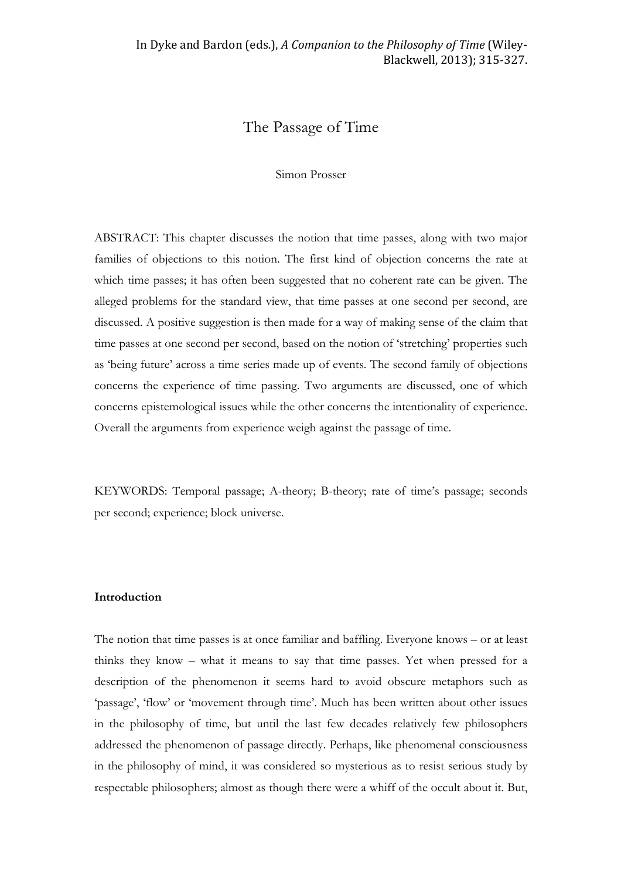In Dyke and Bardon (eds.), *A Companion to the Philosophy of Time* (Wiley-Blackwell, 2013); 315-327.

# The Passage of Time

Simon Prosser

ABSTRACT: This chapter discusses the notion that time passes, along with two major families of objections to this notion. The first kind of objection concerns the rate at which time passes; it has often been suggested that no coherent rate can be given. The alleged problems for the standard view, that time passes at one second per second, are discussed. A positive suggestion is then made for a way of making sense of the claim that time passes at one second per second, based on the notion of 'stretching' properties such as 'being future' across a time series made up of events. The second family of objections concerns the experience of time passing. Two arguments are discussed, one of which concerns epistemological issues while the other concerns the intentionality of experience. Overall the arguments from experience weigh against the passage of time.

KEYWORDS: Temporal passage; A-theory; B-theory; rate of time's passage; seconds per second; experience; block universe.

## Introduction

The notion that time passes is at once familiar and baffling. Everyone knows – or at least thinks they know – what it means to say that time passes. Yet when pressed for a description of the phenomenon it seems hard to avoid obscure metaphors such as 'passage', 'flow' or 'movement through time'. Much has been written about other issues in the philosophy of time, but until the last few decades relatively few philosophers addressed the phenomenon of passage directly. Perhaps, like phenomenal consciousness in the philosophy of mind, it was considered so mysterious as to resist serious study by respectable philosophers; almost as though there were a whiff of the occult about it. But,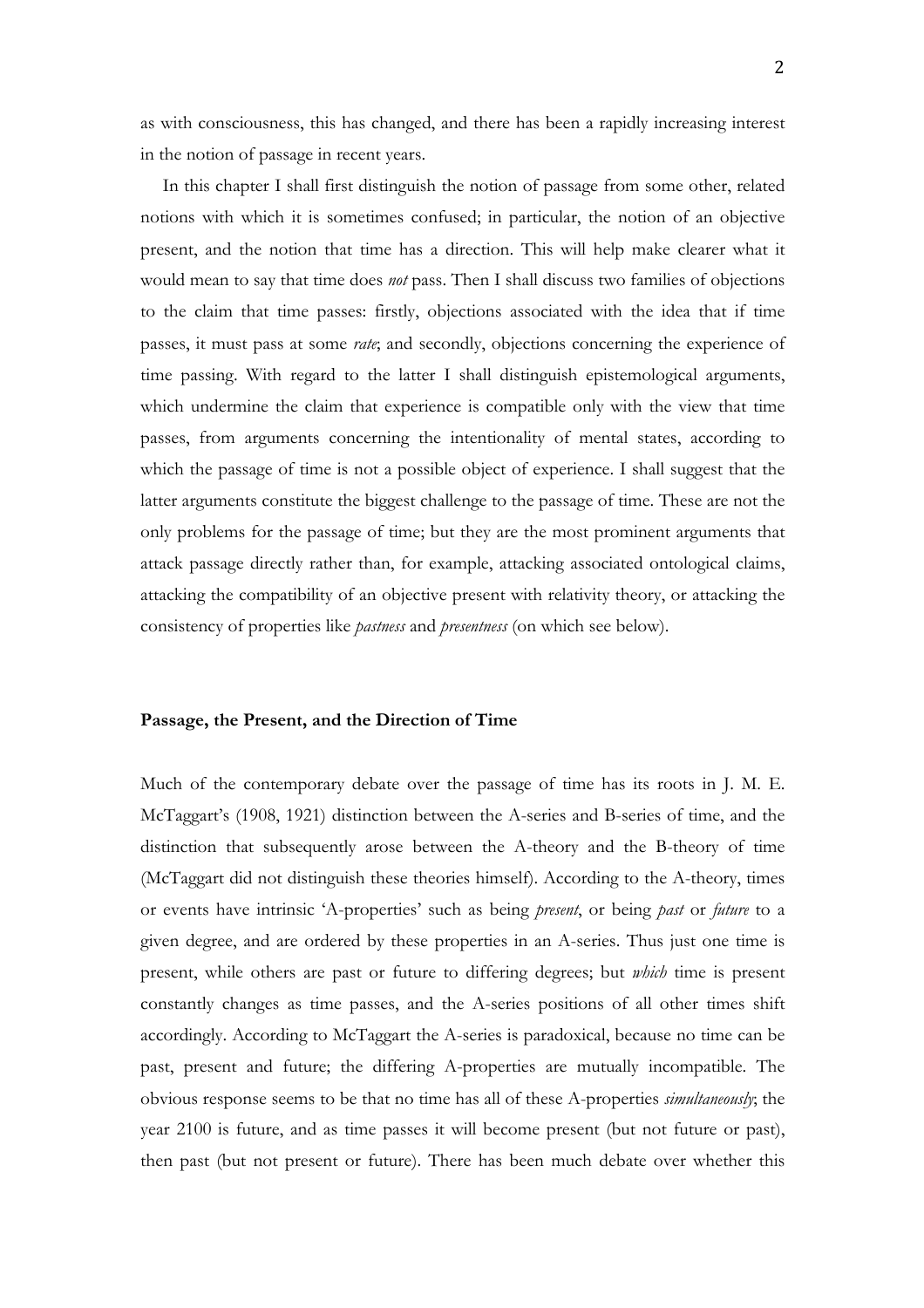as with consciousness, this has changed, and there has been a rapidly increasing interest in the notion of passage in recent years.

In this chapter I shall first distinguish the notion of passage from some other, related notions with which it is sometimes confused; in particular, the notion of an objective present, and the notion that time has a direction. This will help make clearer what it would mean to say that time does *not* pass. Then I shall discuss two families of objections to the claim that time passes: firstly, objections associated with the idea that if time passes, it must pass at some *rate*; and secondly, objections concerning the experience of time passing. With regard to the latter I shall distinguish epistemological arguments, which undermine the claim that experience is compatible only with the view that time passes, from arguments concerning the intentionality of mental states, according to which the passage of time is not a possible object of experience. I shall suggest that the latter arguments constitute the biggest challenge to the passage of time. These are not the only problems for the passage of time; but they are the most prominent arguments that attack passage directly rather than, for example, attacking associated ontological claims, attacking the compatibility of an objective present with relativity theory, or attacking the consistency of properties like *pastness* and *presentness* (on which see below).

## Passage, the Present, and the Direction of Time

Much of the contemporary debate over the passage of time has its roots in J. M. E. McTaggart's (1908, 1921) distinction between the A-series and B-series of time, and the distinction that subsequently arose between the A-theory and the B-theory of time (McTaggart did not distinguish these theories himself). According to the A-theory, times or events have intrinsic 'A-properties' such as being *present*, or being *past* or *future* to a given degree, and are ordered by these properties in an A-series. Thus just one time is present, while others are past or future to differing degrees; but *which* time is present constantly changes as time passes, and the A-series positions of all other times shift accordingly. According to McTaggart the A-series is paradoxical, because no time can be past, present and future; the differing A-properties are mutually incompatible. The obvious response seems to be that no time has all of these A-properties *simultaneously*; the year 2100 is future, and as time passes it will become present (but not future or past), then past (but not present or future). There has been much debate over whether this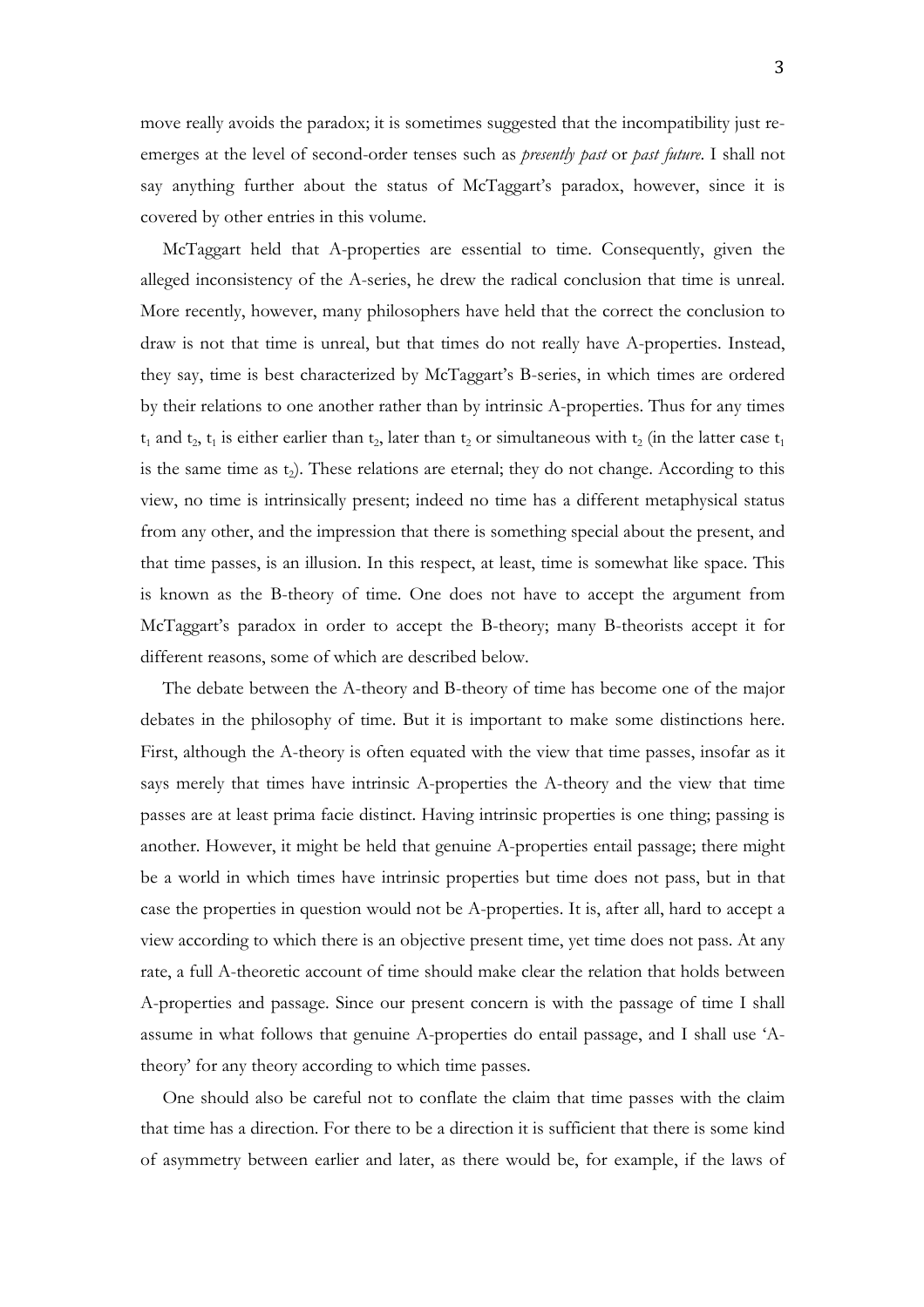move really avoids the paradox; it is sometimes suggested that the incompatibility just re-emerges at the level of second-order tenses such as *presently past* or *past future*. I shall not say anything further about the status of McTaggart's paradox, however, since it is covered by other entries in this volume.

McTaggart held that A-properties are essential to time. Consequently, given the alleged inconsistency of the A-series, he drew the radical conclusion that time is unreal. More recently, however, many philosophers have held that the correct the conclusion to draw is not that time is unreal, but that times do not really have A-properties. Instead, they say, time is best characterized by McTaggart's B-series, in which times are ordered by their relations to one another rather than by intrinsic A-properties. Thus for any times $t_1$ and $t_2$, $t_1$ is either earlier than $t_2$, later than $t_2$ or simultaneous with $t_2$ (in the latter case $t_1$ is the same time as $t_2$). These relations are eternal; they do not change. According to this view, no time is intrinsically present; indeed no time has a different metaphysical status from any other, and the impression that there is something special about the present, and that time passes, is an illusion. In this respect, at least, time is somewhat like space. This is known as the B-theory of time. One does not have to accept the argument from McTaggart's paradox in order to accept the B-theory; many B-theorists accept it for different reasons, some of which are described below.

The debate between the A-theory and B-theory of time has become one of the major debates in the philosophy of time. But it is important to make some distinctions here. First, although the A-theory is often equated with the view that time passes, insofar as it says merely that times have intrinsic A-properties the A-theory and the view that time passes are at least prima facie distinct. Having intrinsic properties is one thing; passing is another. However, it might be held that genuine A-properties entail passage; there might be a world in which times have intrinsic properties but time does not pass, but in that case the properties in question would not be A-properties. It is, after all, hard to accept a view according to which there is an objective present time, yet time does not pass. At any rate, a full A-theoretic account of time should make clear the relation that holds between A-properties and passage. Since our present concern is with the passage of time I shall assume in what follows that genuine A-properties do entail passage, and I shall use 'A-theory' for any theory according to which time passes.

One should also be careful not to conflate the claim that time passes with the claim that time has a direction. For there to be a direction it is sufficient that there is some kind of asymmetry between earlier and later, as there would be, for example, if the laws of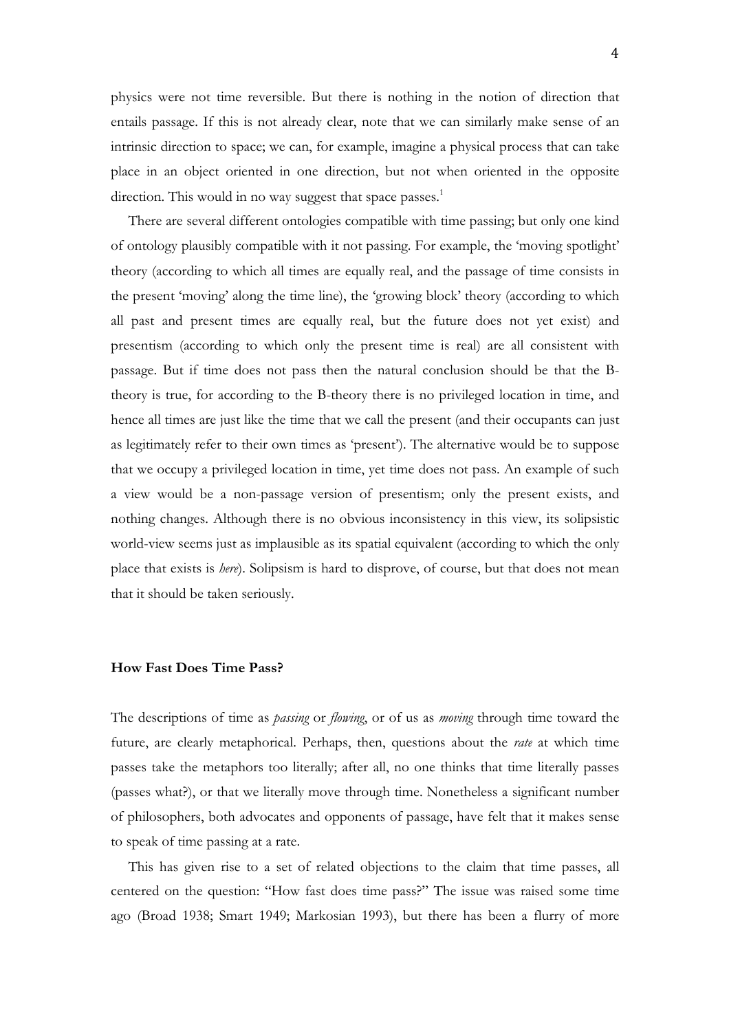physics were not time reversible. But there is nothing in the notion of direction that entails passage. If this is not already clear, note that we can similarly make sense of an intrinsic direction to space; we can, for example, imagine a physical process that can take place in an object oriented in one direction, but not when oriented in the opposite direction. This would in no way suggest that space passes.[1]

There are several different ontologies compatible with time passing; but only one kind of ontology plausibly compatible with it not passing. For example, the 'moving spotlight' theory (according to which all times are equally real, and the passage of time consists in the present 'moving' along the time line), the 'growing block' theory (according to which all past and present times are equally real, but the future does not yet exist) and presentism (according to which only the present time is real) are all consistent with passage. But if time does not pass then the natural conclusion should be that the B-theory is true, for according to the B-theory there is no privileged location in time, and hence all times are just like the time that we call the present (and their occupants can just as legitimately refer to their own times as 'present'). The alternative would be to suppose that we occupy a privileged location in time, yet time does not pass. An example of such a view would be a non-passage version of presentism; only the present exists, and nothing changes. Although there is no obvious inconsistency in this view, its solipsistic world-view seems just as implausible as its spatial equivalent (according to which the only place that exists is *here*). Solipsism is hard to disprove, of course, but that does not mean that it should be taken seriously.

## How Fast Does Time Pass?

The descriptions of time as *passing* or *flowing*, or of us as *moving* through time toward the future, are clearly metaphorical. Perhaps, then, questions about the *rate* at which time passes take the metaphors too literally; after all, no one thinks that time literally passes (passes what?), or that we literally move through time. Nonetheless a significant number of philosophers, both advocates and opponents of passage, have felt that it makes sense to speak of time passing at a rate.

This has given rise to a set of related objections to the claim that time passes, all centered on the question: "How fast does time pass?" The issue was raised some time ago (Broad 1938; Smart 1949; Markosian 1993), but there has been a flurry of more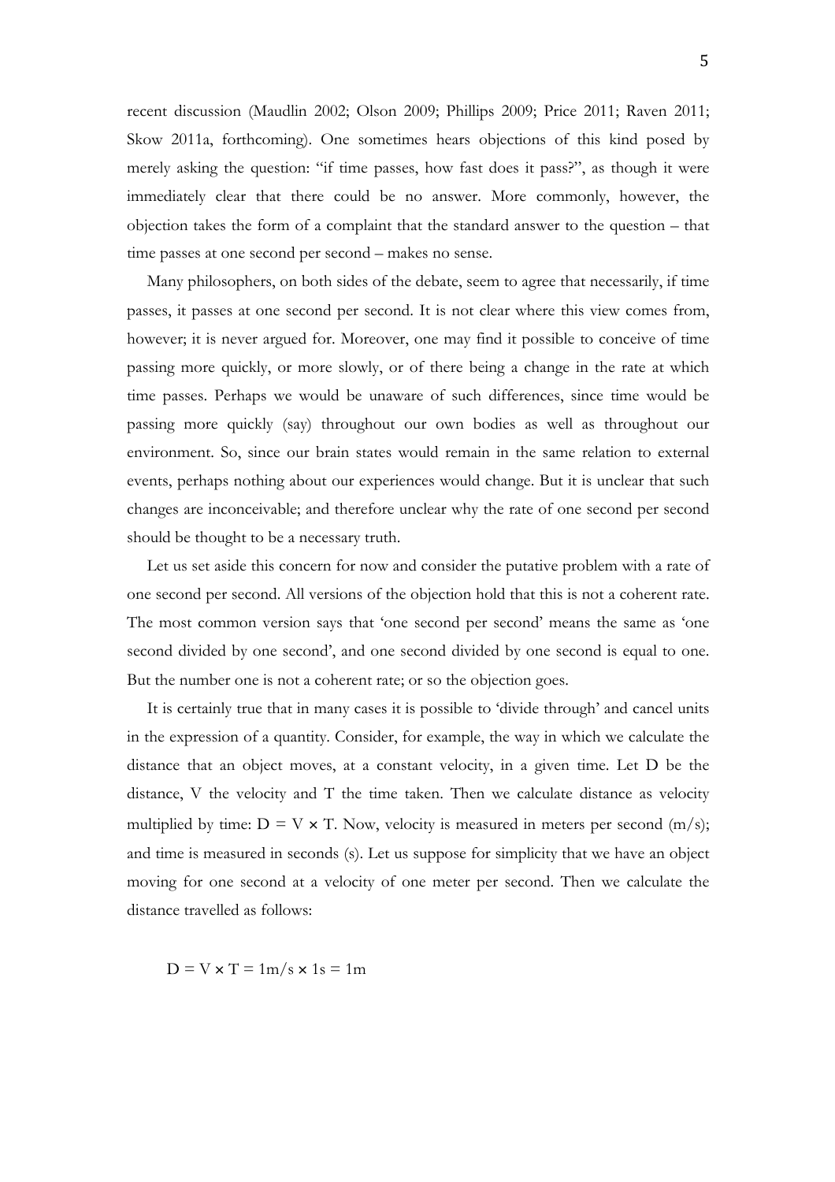recent discussion (Maudlin 2002; Olson 2009; Phillips 2009; Price 2011; Raven 2011; Skow 2011a, forthcoming). One sometimes hears objections of this kind posed by merely asking the question: "if time passes, how fast does it pass?", as though it were immediately clear that there could be no answer. More commonly, however, the objection takes the form of a complaint that the standard answer to the question – that time passes at one second per second – makes no sense.

Many philosophers, on both sides of the debate, seem to agree that necessarily, if time passes, it passes at one second per second. It is not clear where this view comes from, however; it is never argued for. Moreover, one may find it possible to conceive of time passing more quickly, or more slowly, or of there being a change in the rate at which time passes. Perhaps we would be unaware of such differences, since time would be passing more quickly (say) throughout our own bodies as well as throughout our environment. So, since our brain states would remain in the same relation to external events, perhaps nothing about our experiences would change. But it is unclear that such changes are inconceivable; and therefore unclear why the rate of one second per second should be thought to be a necessary truth.

Let us set aside this concern for now and consider the putative problem with a rate of one second per second. All versions of the objection hold that this is not a coherent rate. The most common version says that 'one second per second' means the same as 'one second divided by one second', and one second divided by one second is equal to one. But the number one is not a coherent rate; or so the objection goes.

It is certainly true that in many cases it is possible to 'divide through' and cancel units in the expression of a quantity. Consider, for example, the way in which we calculate the distance that an object moves, at a constant velocity, in a given time. Let D be the distance, V the velocity and T the time taken. Then we calculate distance as velocity multiplied by time: $D = V \times T$. Now, velocity is measured in meters per second (m/s); and time is measured in seconds (s). Let us suppose for simplicity that we have an object moving for one second at a velocity of one meter per second. Then we calculate the distance travelled as follows:

$$D = V \times T = 1\text{m/s} \times 1\text{s} = 1\text{m}$$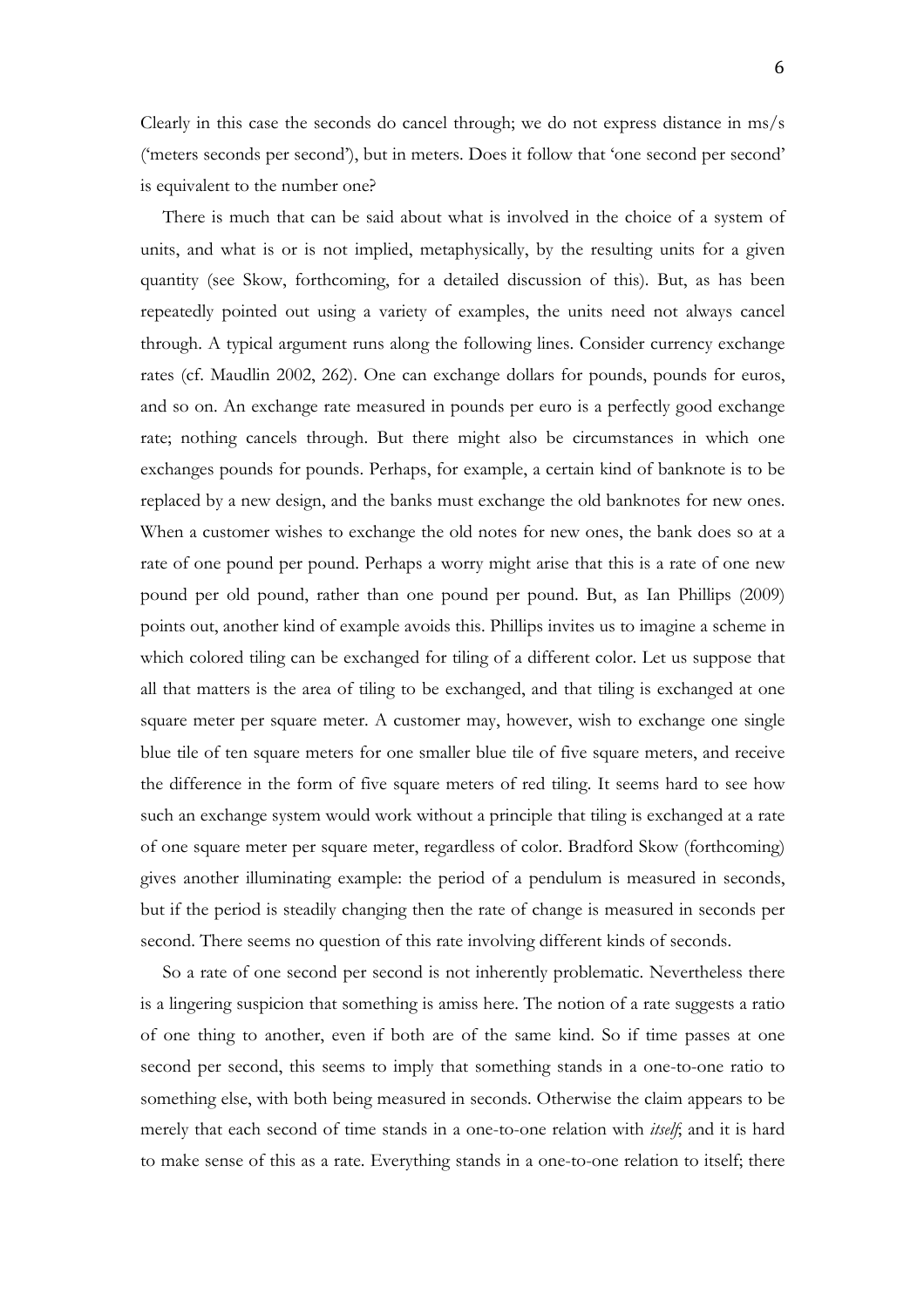Clearly in this case the seconds do cancel through; we do not express distance in ms/s ('meters seconds per second'), but in meters. Does it follow that 'one second per second' is equivalent to the number one?

There is much that can be said about what is involved in the choice of a system of units, and what is or is not implied, metaphysically, by the resulting units for a given quantity (see Skow, forthcoming, for a detailed discussion of this). But, as has been repeatedly pointed out using a variety of examples, the units need not always cancel through. A typical argument runs along the following lines. Consider currency exchange rates (cf. Maudlin 2002, 262). One can exchange dollars for pounds, pounds for euros, and so on. An exchange rate measured in pounds per euro is a perfectly good exchange rate; nothing cancels through. But there might also be circumstances in which one exchanges pounds for pounds. Perhaps, for example, a certain kind of banknote is to be replaced by a new design, and the banks must exchange the old banknotes for new ones. When a customer wishes to exchange the old notes for new ones, the bank does so at a rate of one pound per pound. Perhaps a worry might arise that this is a rate of one new pound per old pound, rather than one pound per pound. But, as Ian Phillips (2009) points out, another kind of example avoids this. Phillips invites us to imagine a scheme in which colored tiling can be exchanged for tiling of a different color. Let us suppose that all that matters is the area of tiling to be exchanged, and that tiling is exchanged at one square meter per square meter. A customer may, however, wish to exchange one single blue tile of ten square meters for one smaller blue tile of five square meters, and receive the difference in the form of five square meters of red tiling. It seems hard to see how such an exchange system would work without a principle that tiling is exchanged at a rate of one square meter per square meter, regardless of color. Bradford Skow (forthcoming) gives another illuminating example: the period of a pendulum is measured in seconds, but if the period is steadily changing then the rate of change is measured in seconds per second. There seems no question of this rate involving different kinds of seconds.

So a rate of one second per second is not inherently problematic. Nevertheless there is a lingering suspicion that something is amiss here. The notion of a rate suggests a ratio of one thing to another, even if both are of the same kind. So if time passes at one second per second, this seems to imply that something stands in a one-to-one ratio to something else, with both being measured in seconds. Otherwise the claim appears to be merely that each second of time stands in a one-to-one relation with *itself*; and it is hard to make sense of this as a rate. Everything stands in a one-to-one relation to itself; there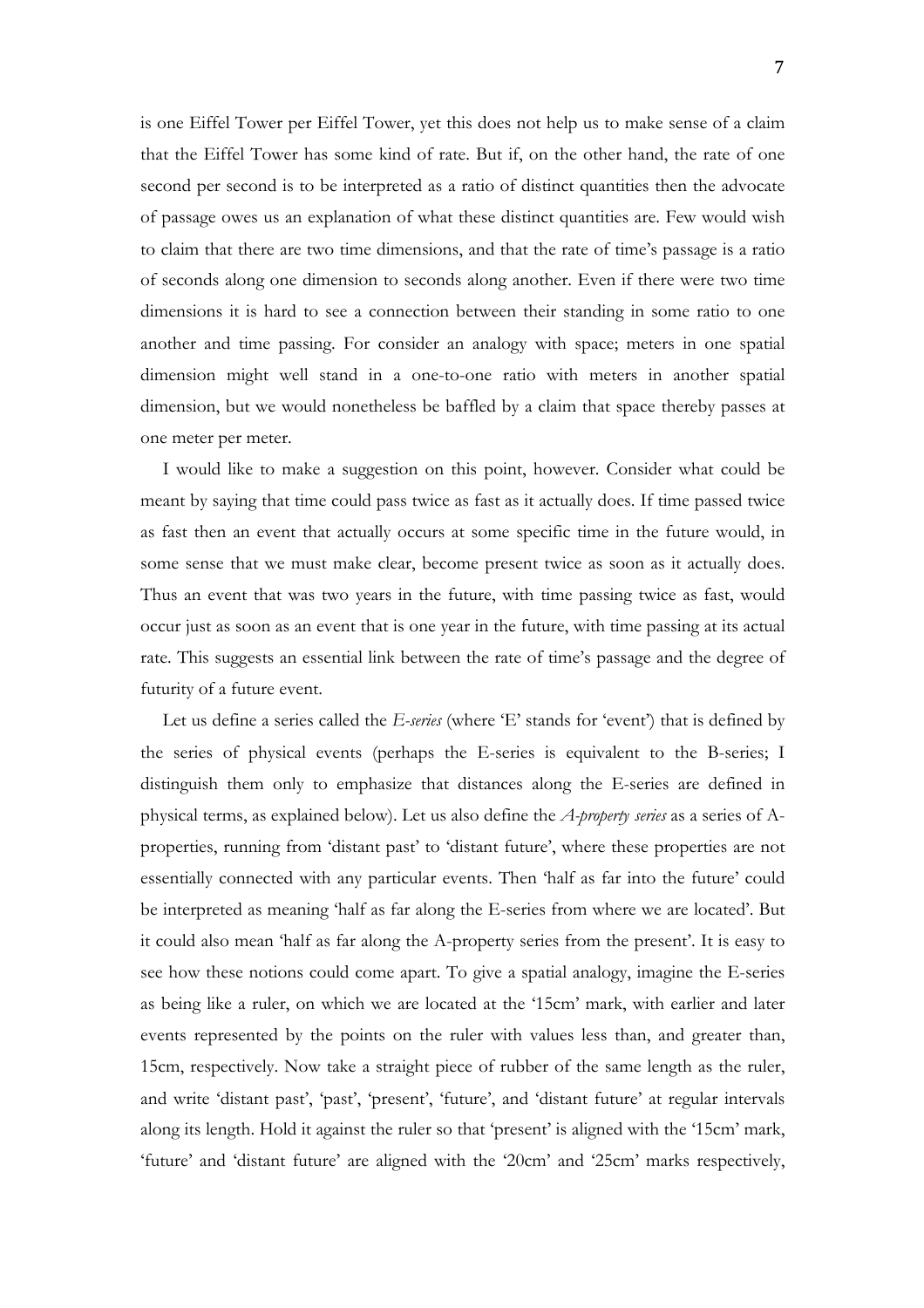is one Eiffel Tower per Eiffel Tower, yet this does not help us to make sense of a claim that the Eiffel Tower has some kind of rate. But if, on the other hand, the rate of one second per second is to be interpreted as a ratio of distinct quantities then the advocate of passage owes us an explanation of what these distinct quantities are. Few would wish to claim that there are two time dimensions, and that the rate of time's passage is a ratio of seconds along one dimension to seconds along another. Even if there were two time dimensions it is hard to see a connection between their standing in some ratio to one another and time passing. For consider an analogy with space; meters in one spatial dimension might well stand in a one-to-one ratio with meters in another spatial dimension, but we would nonetheless be baffled by a claim that space thereby passes at one meter per meter.

I would like to make a suggestion on this point, however. Consider what could be meant by saying that time could pass twice as fast as it actually does. If time passed twice as fast then an event that actually occurs at some specific time in the future would, in some sense that we must make clear, become present twice as soon as it actually does. Thus an event that was two years in the future, with time passing twice as fast, would occur just as soon as an event that is one year in the future, with time passing at its actual rate. This suggests an essential link between the rate of time's passage and the degree of futurity of a future event.

Let us define a series called the *E-series* (where 'E' stands for 'event') that is defined by the series of physical events (perhaps the E-series is equivalent to the B-series; I distinguish them only to emphasize that distances along the E-series are defined in physical terms, as explained below). Let us also define the *A-property series* as a series of A-properties, running from 'distant past' to 'distant future', where these properties are not essentially connected with any particular events. Then 'half as far into the future' could be interpreted as meaning 'half as far along the E-series from where we are located'. But it could also mean 'half as far along the A-property series from the present'. It is easy to see how these notions could come apart. To give a spatial analogy, imagine the E-series as being like a ruler, on which we are located at the '15cm' mark, with earlier and later events represented by the points on the ruler with values less than, and greater than, 15cm, respectively. Now take a straight piece of rubber of the same length as the ruler, and write 'distant past', 'past', 'present', 'future', and 'distant future' at regular intervals along its length. Hold it against the ruler so that 'present' is aligned with the '15cm' mark, 'future' and 'distant future' are aligned with the '20cm' and '25cm' marks respectively,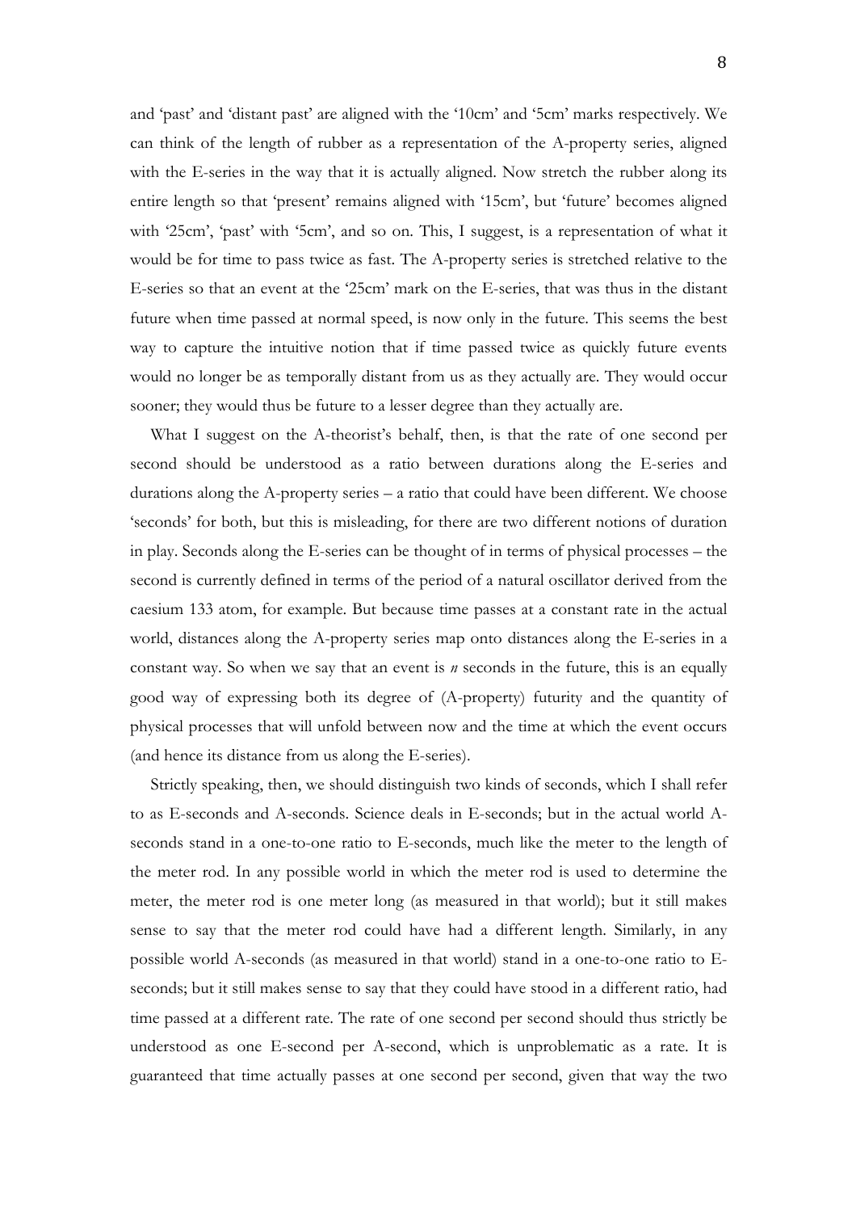and 'past' and 'distant past' are aligned with the '10cm' and '5cm' marks respectively. We can think of the length of rubber as a representation of the A-property series, aligned with the E-series in the way that it is actually aligned. Now stretch the rubber along its entire length so that 'present' remains aligned with '15cm', but 'future' becomes aligned with '25cm', 'past' with '5cm', and so on. This, I suggest, is a representation of what it would be for time to pass twice as fast. The A-property series is stretched relative to the E-series so that an event at the '25cm' mark on the E-series, that was thus in the distant future when time passed at normal speed, is now only in the future. This seems the best way to capture the intuitive notion that if time passed twice as quickly future events would no longer be as temporally distant from us as they actually are. They would occur sooner; they would thus be future to a lesser degree than they actually are.

What I suggest on the A-theorist's behalf, then, is that the rate of one second per second should be understood as a ratio between durations along the E-series and durations along the A-property series – a ratio that could have been different. We choose 'seconds' for both, but this is misleading, for there are two different notions of duration in play. Seconds along the E-series can be thought of in terms of physical processes – the second is currently defined in terms of the period of a natural oscillator derived from the caesium 133 atom, for example. But because time passes at a constant rate in the actual world, distances along the A-property series map onto distances along the E-series in a constant way. So when we say that an event is *n* seconds in the future, this is an equally good way of expressing both its degree of (A-property) futurity and the quantity of physical processes that will unfold between now and the time at which the event occurs (and hence its distance from us along the E-series).

Strictly speaking, then, we should distinguish two kinds of seconds, which I shall refer to as E-seconds and A-seconds. Science deals in E-seconds; but in the actual world A-seconds stand in a one-to-one ratio to E-seconds, much like the meter to the length of the meter rod. In any possible world in which the meter rod is used to determine the meter, the meter rod is one meter long (as measured in that world); but it still makes sense to say that the meter rod could have had a different length. Similarly, in any possible world A-seconds (as measured in that world) stand in a one-to-one ratio to E-seconds; but it still makes sense to say that they could have stood in a different ratio, had time passed at a different rate. The rate of one second per second should thus strictly be understood as one E-second per A-second, which is unproblematic as a rate. It is guaranteed that time actually passes at one second per second, given that way the two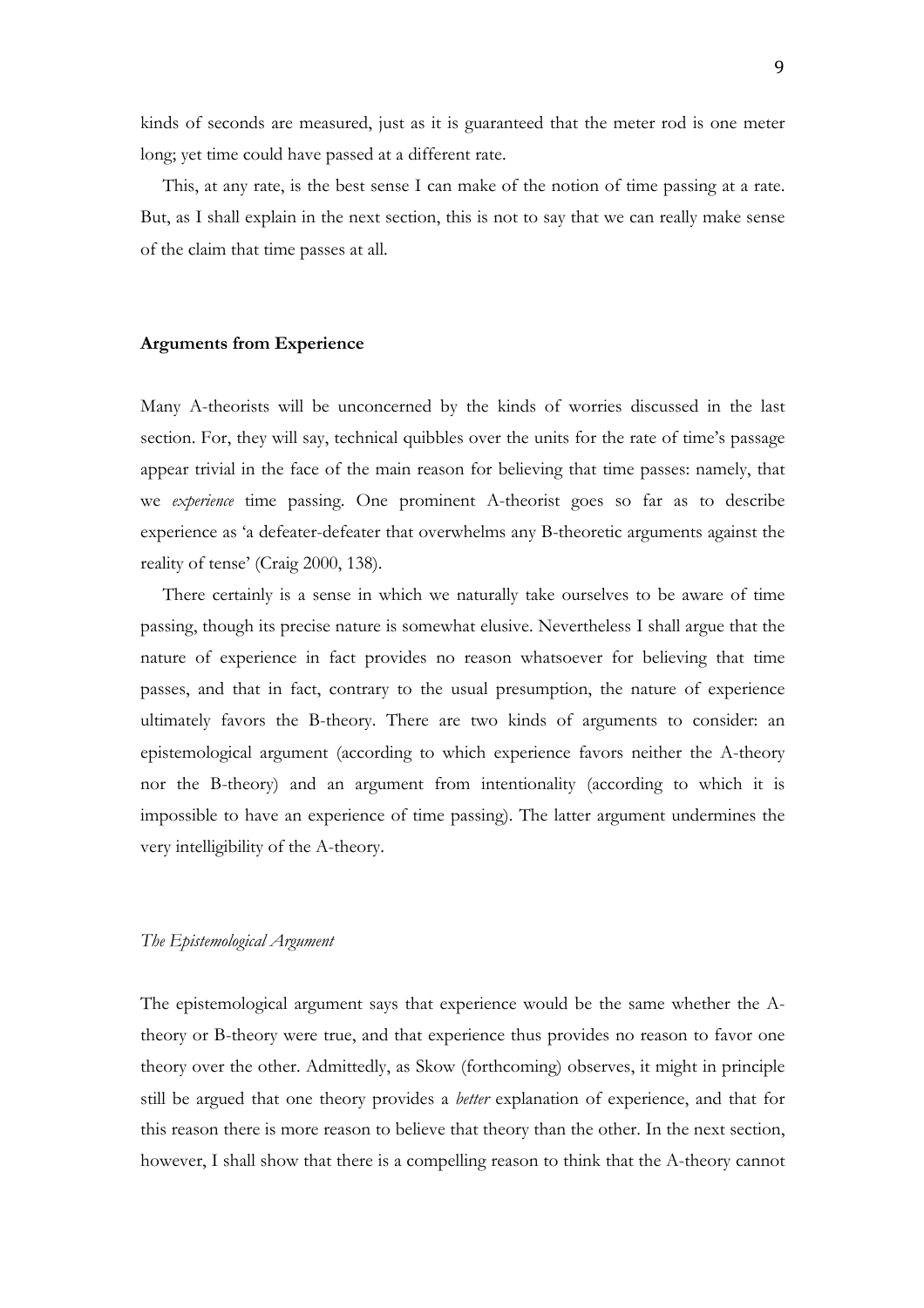kinds of seconds are measured, just as it is guaranteed that the meter rod is one meter long; yet time could have passed at a different rate.

This, at any rate, is the best sense I can make of the notion of time passing at a rate. But, as I shall explain in the next section, this is not to say that we can really make sense of the claim that time passes at all.

## Arguments from Experience

Many A-theorists will be unconcerned by the kinds of worries discussed in the last section. For, they will say, technical quibbles over the units for the rate of time's passage appear trivial in the face of the main reason for believing that time passes: namely, that we *experience* time passing. One prominent A-theorist goes so far as to describe experience as 'a defeater-defeater that overwhelms any B-theoretic arguments against the reality of tense' (Craig 2000, 138).

There certainly is a sense in which we naturally take ourselves to be aware of time passing, though its precise nature is somewhat elusive. Nevertheless I shall argue that the nature of experience in fact provides no reason whatsoever for believing that time passes, and that in fact, contrary to the usual presumption, the nature of experience ultimately favors the B-theory. There are two kinds of arguments to consider: an epistemological argument (according to which experience favors neither the A-theory nor the B-theory) and an argument from intentionality (according to which it is impossible to have an experience of time passing). The latter argument undermines the very intelligibility of the A-theory.

### *The Epistemological Argument*

The epistemological argument says that experience would be the same whether the A-theory or B-theory were true, and that experience thus provides no reason to favor one theory over the other. Admittedly, as Skow (forthcoming) observes, it might in principle still be argued that one theory provides a *better* explanation of experience, and that for this reason there is more reason to believe that theory than the other. In the next section, however, I shall show that there is a compelling reason to think that the A-theory cannot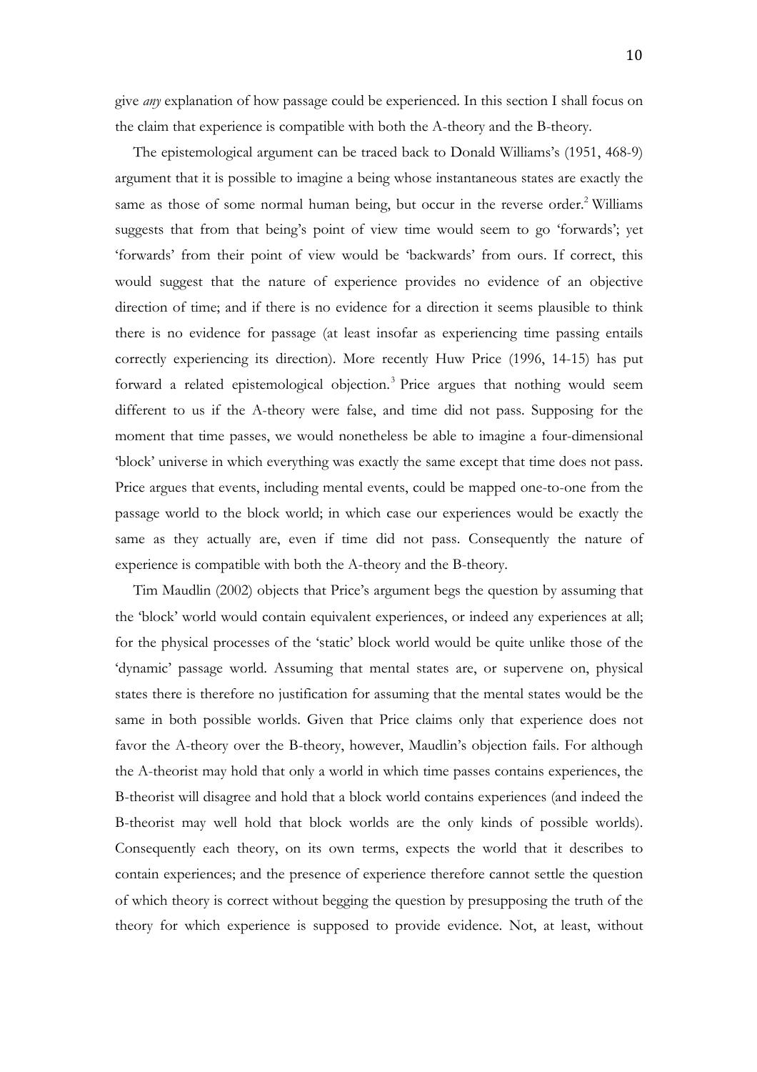give *any* explanation of how passage could be experienced. In this section I shall focus on the claim that experience is compatible with both the A-theory and the B-theory.

The epistemological argument can be traced back to Donald Williams's (1951, 468-9) argument that it is possible to imagine a being whose instantaneous states are exactly the same as those of some normal human being, but occur in the reverse order.[2] Williams suggests that from that being's point of view time would seem to go 'forwards'; yet 'forwards' from their point of view would be 'backwards' from ours. If correct, this would suggest that the nature of experience provides no evidence of an objective direction of time; and if there is no evidence for a direction it seems plausible to think there is no evidence for passage (at least insofar as experiencing time passing entails correctly experiencing its direction). More recently Huw Price (1996, 14-15) has put forward a related epistemological objection.[3] Price argues that nothing would seem different to us if the A-theory were false, and time did not pass. Supposing for the moment that time passes, we would nonetheless be able to imagine a four-dimensional 'block' universe in which everything was exactly the same except that time does not pass. Price argues that events, including mental events, could be mapped one-to-one from the passage world to the block world; in which case our experiences would be exactly the same as they actually are, even if time did not pass. Consequently the nature of experience is compatible with both the A-theory and the B-theory.

Tim Maudlin (2002) objects that Price's argument begs the question by assuming that the 'block' world would contain equivalent experiences, or indeed any experiences at all; for the physical processes of the 'static' block world would be quite unlike those of the 'dynamic' passage world. Assuming that mental states are, or supervene on, physical states there is therefore no justification for assuming that the mental states would be the same in both possible worlds. Given that Price claims only that experience does not favor the A-theory over the B-theory, however, Maudlin's objection fails. For although the A-theorist may hold that only a world in which time passes contains experiences, the B-theorist will disagree and hold that a block world contains experiences (and indeed the B-theorist may well hold that block worlds are the only kinds of possible worlds). Consequently each theory, on its own terms, expects the world that it describes to contain experiences; and the presence of experience therefore cannot settle the question of which theory is correct without begging the question by presupposing the truth of the theory for which experience is supposed to provide evidence. Not, at least, without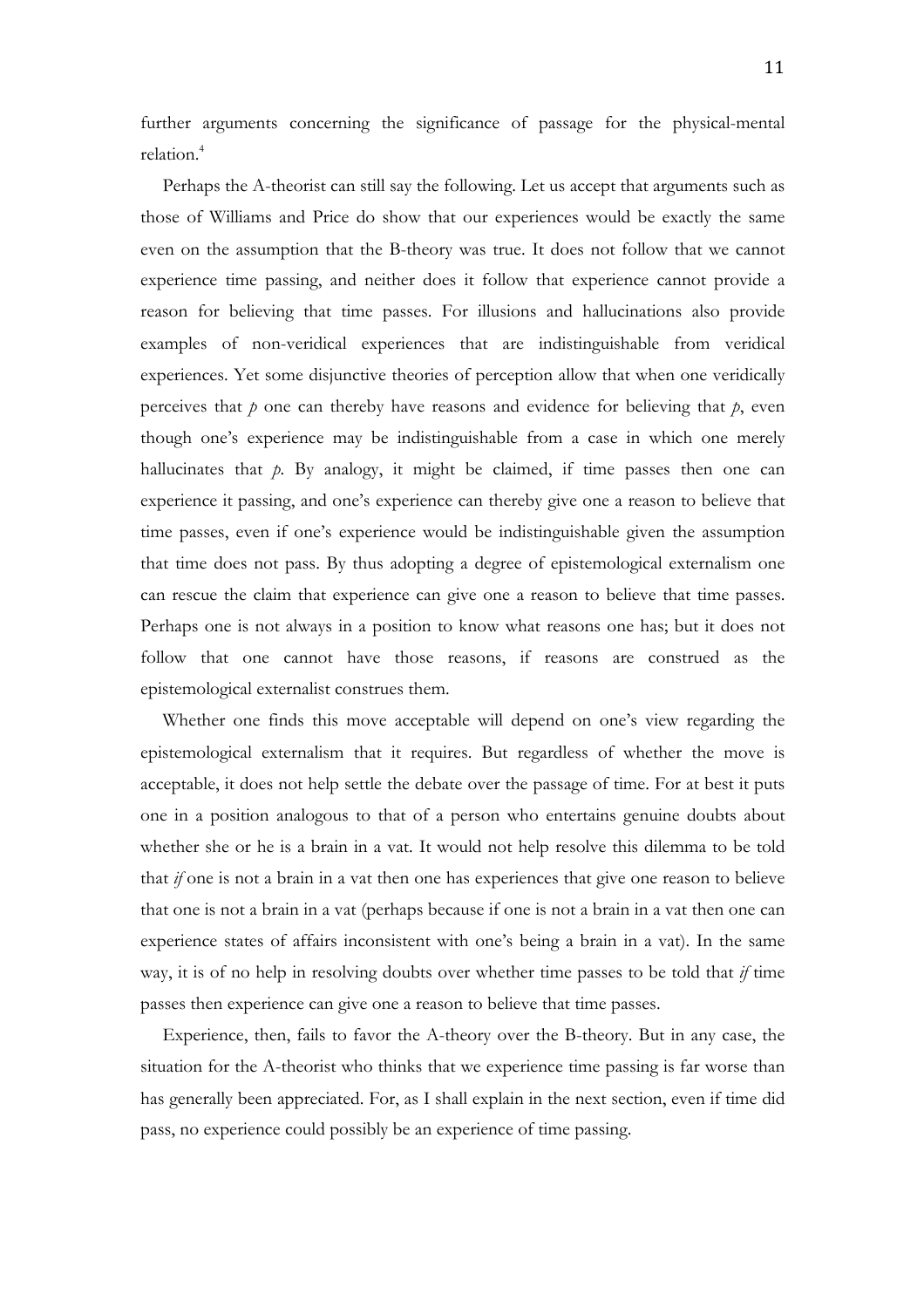further arguments concerning the significance of passage for the physical-mental relation.[4]

Perhaps the A-theorist can still say the following. Let us accept that arguments such as those of Williams and Price do show that our experiences would be exactly the same even on the assumption that the B-theory was true. It does not follow that we cannot experience time passing, and neither does it follow that experience cannot provide a reason for believing that time passes. For illusions and hallucinations also provide examples of non-veridical experiences that are indistinguishable from veridical experiences. Yet some disjunctive theories of perception allow that when one veridically perceives that *p* one can thereby have reasons and evidence for believing that *p*, even though one's experience may be indistinguishable from a case in which one merely hallucinates that *p*. By analogy, it might be claimed, if time passes then one can experience it passing, and one's experience can thereby give one a reason to believe that time passes, even if one's experience would be indistinguishable given the assumption that time does not pass. By thus adopting a degree of epistemological externalism one can rescue the claim that experience can give one a reason to believe that time passes. Perhaps one is not always in a position to know what reasons one has; but it does not follow that one cannot have those reasons, if reasons are construed as the epistemological externalist construes them.

Whether one finds this move acceptable will depend on one's view regarding the epistemological externalism that it requires. But regardless of whether the move is acceptable, it does not help settle the debate over the passage of time. For at best it puts one in a position analogous to that of a person who entertains genuine doubts about whether she or he is a brain in a vat. It would not help resolve this dilemma to be told that *if* one is not a brain in a vat then one has experiences that give one reason to believe that one is not a brain in a vat (perhaps because if one is not a brain in a vat then one can experience states of affairs inconsistent with one's being a brain in a vat). In the same way, it is of no help in resolving doubts over whether time passes to be told that *if* time passes then experience can give one a reason to believe that time passes.

Experience, then, fails to favor the A-theory over the B-theory. But in any case, the situation for the A-theorist who thinks that we experience time passing is far worse than has generally been appreciated. For, as I shall explain in the next section, even if time did pass, no experience could possibly be an experience of time passing.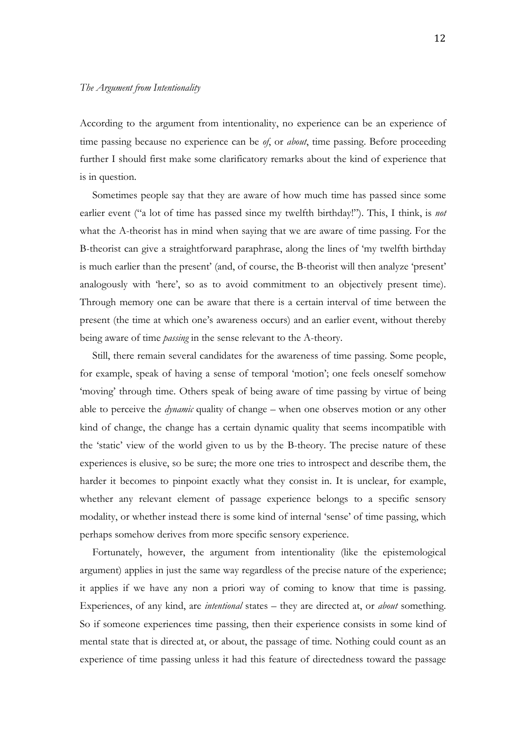*The Argument from Intentionality*

According to the argument from intentionality, no experience can be an experience of time passing because no experience can be *of*, or *about*, time passing. Before proceeding further I should first make some clarificatory remarks about the kind of experience that is in question.

Sometimes people say that they are aware of how much time has passed since some earlier event ("a lot of time has passed since my twelfth birthday!"). This, I think, is *not* what the A-theorist has in mind when saying that we are aware of time passing. For the B-theorist can give a straightforward paraphrase, along the lines of 'my twelfth birthday is much earlier than the present' (and, of course, the B-theorist will then analyze 'present' analogously with 'here', so as to avoid commitment to an objectively present time). Through memory one can be aware that there is a certain interval of time between the present (the time at which one's awareness occurs) and an earlier event, without thereby being aware of time *passing* in the sense relevant to the A-theory.

Still, there remain several candidates for the awareness of time passing. Some people, for example, speak of having a sense of temporal 'motion'; one feels oneself somehow 'moving' through time. Others speak of being aware of time passing by virtue of being able to perceive the *dynamic* quality of change – when one observes motion or any other kind of change, the change has a certain dynamic quality that seems incompatible with the 'static' view of the world given to us by the B-theory. The precise nature of these experiences is elusive, so be sure; the more one tries to introspect and describe them, the harder it becomes to pinpoint exactly what they consist in. It is unclear, for example, whether any relevant element of passage experience belongs to a specific sensory modality, or whether instead there is some kind of internal 'sense' of time passing, which perhaps somehow derives from more specific sensory experience.

Fortunately, however, the argument from intentionality (like the epistemological argument) applies in just the same way regardless of the precise nature of the experience; it applies if we have any non a priori way of coming to know that time is passing. Experiences, of any kind, are *intentional* states – they are directed at, or *about* something. So if someone experiences time passing, then their experience consists in some kind of mental state that is directed at, or about, the passage of time. Nothing could count as an experience of time passing unless it had this feature of directedness toward the passage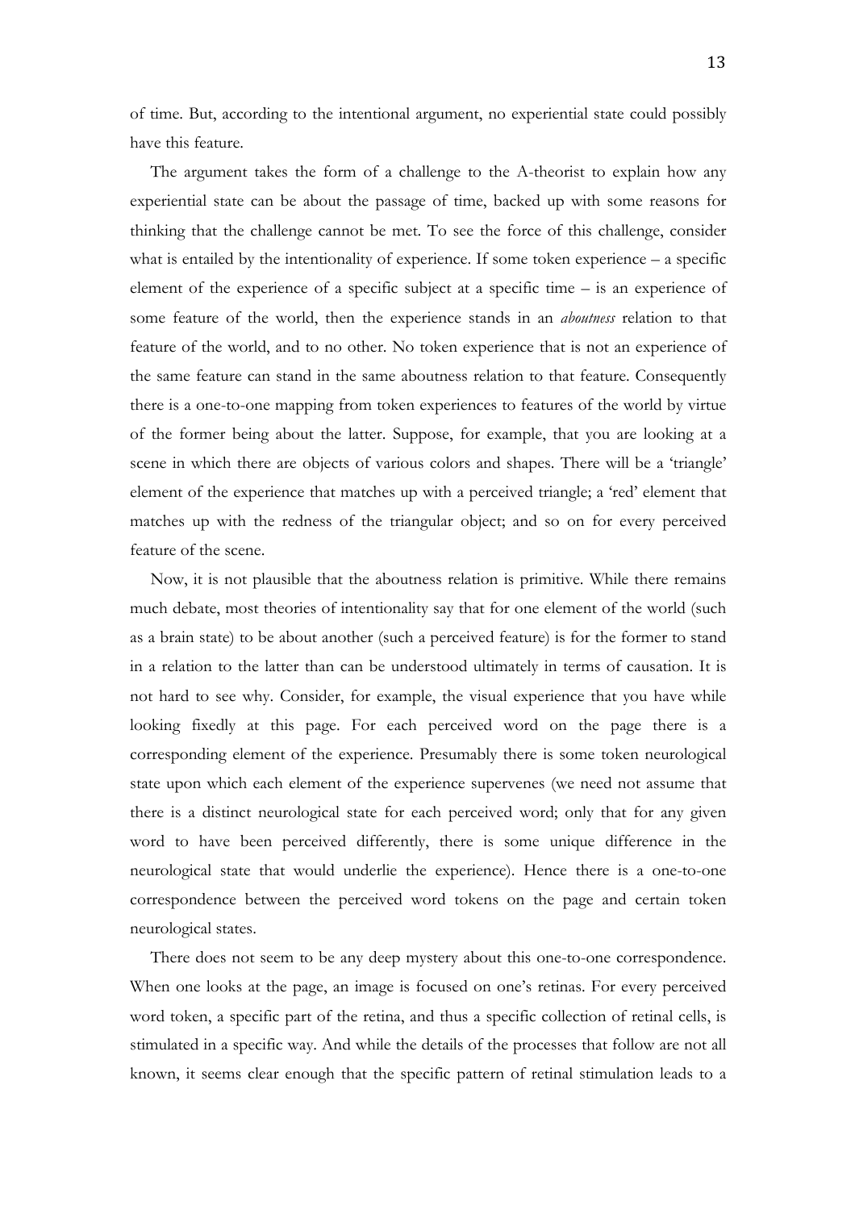of time. But, according to the intentional argument, no experiential state could possibly have this feature.

The argument takes the form of a challenge to the A-theorist to explain how any experiential state can be about the passage of time, backed up with some reasons for thinking that the challenge cannot be met. To see the force of this challenge, consider what is entailed by the intentionality of experience. If some token experience – a specific element of the experience of a specific subject at a specific time – is an experience of some feature of the world, then the experience stands in an *aboutness* relation to that feature of the world, and to no other. No token experience that is not an experience of the same feature can stand in the same aboutness relation to that feature. Consequently there is a one-to-one mapping from token experiences to features of the world by virtue of the former being about the latter. Suppose, for example, that you are looking at a scene in which there are objects of various colors and shapes. There will be a 'triangle' element of the experience that matches up with a perceived triangle; a 'red' element that matches up with the redness of the triangular object; and so on for every perceived feature of the scene.

Now, it is not plausible that the aboutness relation is primitive. While there remains much debate, most theories of intentionality say that for one element of the world (such as a brain state) to be about another (such a perceived feature) is for the former to stand in a relation to the latter than can be understood ultimately in terms of causation. It is not hard to see why. Consider, for example, the visual experience that you have while looking fixedly at this page. For each perceived word on the page there is a corresponding element of the experience. Presumably there is some token neurological state upon which each element of the experience supervenes (we need not assume that there is a distinct neurological state for each perceived word; only that for any given word to have been perceived differently, there is some unique difference in the neurological state that would underlie the experience). Hence there is a one-to-one correspondence between the perceived word tokens on the page and certain token neurological states.

There does not seem to be any deep mystery about this one-to-one correspondence. When one looks at the page, an image is focused on one's retinas. For every perceived word token, a specific part of the retina, and thus a specific collection of retinal cells, is stimulated in a specific way. And while the details of the processes that follow are not all known, it seems clear enough that the specific pattern of retinal stimulation leads to a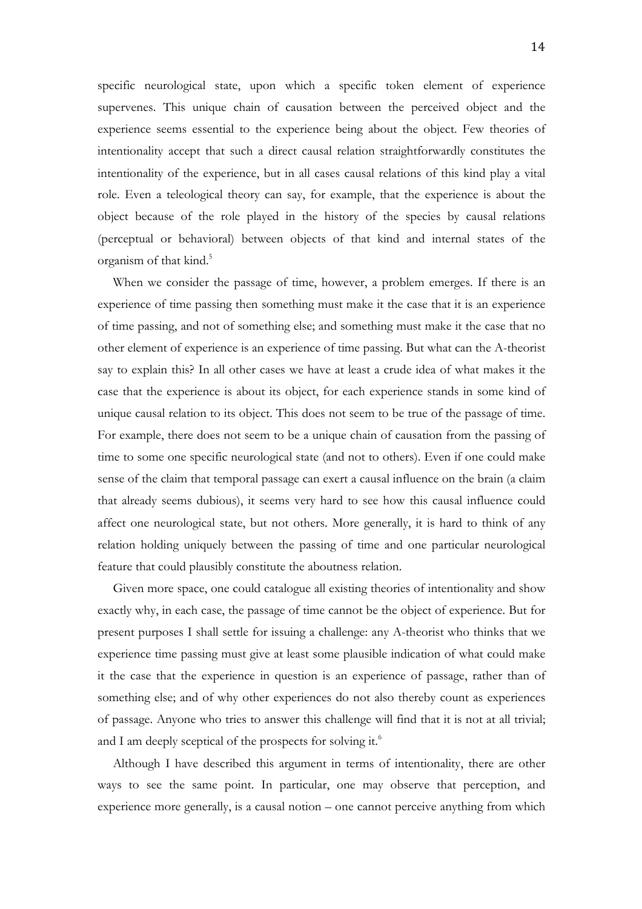specific neurological state, upon which a specific token element of experience supervenes. This unique chain of causation between the perceived object and the experience seems essential to the experience being about the object. Few theories of intentionality accept that such a direct causal relation straightforwardly constitutes the intentionality of the experience, but in all cases causal relations of this kind play a vital role. Even a teleological theory can say, for example, that the experience is about the object because of the role played in the history of the species by causal relations (perceptual or behavioral) between objects of that kind and internal states of the organism of that kind.[5]

When we consider the passage of time, however, a problem emerges. If there is an experience of time passing then something must make it the case that it is an experience of time passing, and not of something else; and something must make it the case that no other element of experience is an experience of time passing. But what can the A-theorist say to explain this? In all other cases we have at least a crude idea of what makes it the case that the experience is about its object, for each experience stands in some kind of unique causal relation to its object. This does not seem to be true of the passage of time. For example, there does not seem to be a unique chain of causation from the passing of time to some one specific neurological state (and not to others). Even if one could make sense of the claim that temporal passage can exert a causal influence on the brain (a claim that already seems dubious), it seems very hard to see how this causal influence could affect one neurological state, but not others. More generally, it is hard to think of any relation holding uniquely between the passing of time and one particular neurological feature that could plausibly constitute the aboutness relation.

Given more space, one could catalogue all existing theories of intentionality and show exactly why, in each case, the passage of time cannot be the object of experience. But for present purposes I shall settle for issuing a challenge: any A-theorist who thinks that we experience time passing must give at least some plausible indication of what could make it the case that the experience in question is an experience of passage, rather than of something else; and of why other experiences do not also thereby count as experiences of passage. Anyone who tries to answer this challenge will find that it is not at all trivial; and I am deeply sceptical of the prospects for solving it.[6]

Although I have described this argument in terms of intentionality, there are other ways to see the same point. In particular, one may observe that perception, and experience more generally, is a causal notion – one cannot perceive anything from which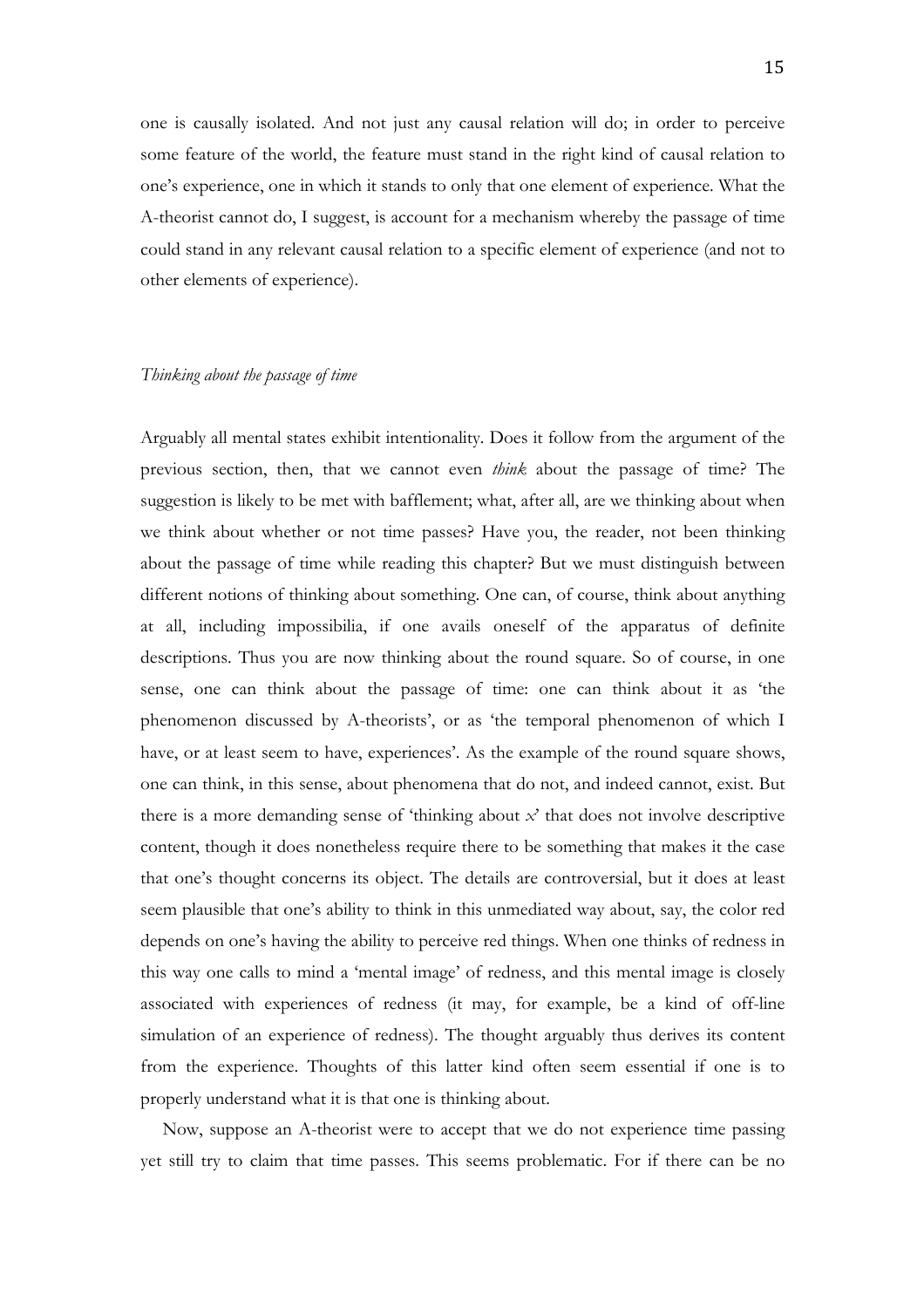one is causally isolated. And not just any causal relation will do; in order to perceive some feature of the world, the feature must stand in the right kind of causal relation to one's experience, one in which it stands to only that one element of experience. What the A-theorist cannot do, I suggest, is account for a mechanism whereby the passage of time could stand in any relevant causal relation to a specific element of experience (and not to other elements of experience).

*Thinking about the passage of time*

Arguably all mental states exhibit intentionality. Does it follow from the argument of the previous section, then, that we cannot even *think* about the passage of time? The suggestion is likely to be met with bafflement; what, after all, are we thinking about when we think about whether or not time passes? Have you, the reader, not been thinking about the passage of time while reading this chapter? But we must distinguish between different notions of thinking about something. One can, of course, think about anything at all, including impossibilia, if one avails oneself of the apparatus of definite descriptions. Thus you are now thinking about the round square. So of course, in one sense, one can think about the passage of time: one can think about it as 'the phenomenon discussed by A-theorists', or as 'the temporal phenomenon of which I have, or at least seem to have, experiences'. As the example of the round square shows, one can think, in this sense, about phenomena that do not, and indeed cannot, exist. But there is a more demanding sense of 'thinking about *x*' that does not involve descriptive content, though it does nonetheless require there to be something that makes it the case that one's thought concerns its object. The details are controversial, but it does at least seem plausible that one's ability to think in this unmediated way about, say, the color red depends on one's having the ability to perceive red things. When one thinks of redness in this way one calls to mind a 'mental image' of redness, and this mental image is closely associated with experiences of redness (it may, for example, be a kind of off-line simulation of an experience of redness). The thought arguably thus derives its content from the experience. Thoughts of this latter kind often seem essential if one is to properly understand what it is that one is thinking about.

Now, suppose an A-theorist were to accept that we do not experience time passing yet still try to claim that time passes. This seems problematic. For if there can be no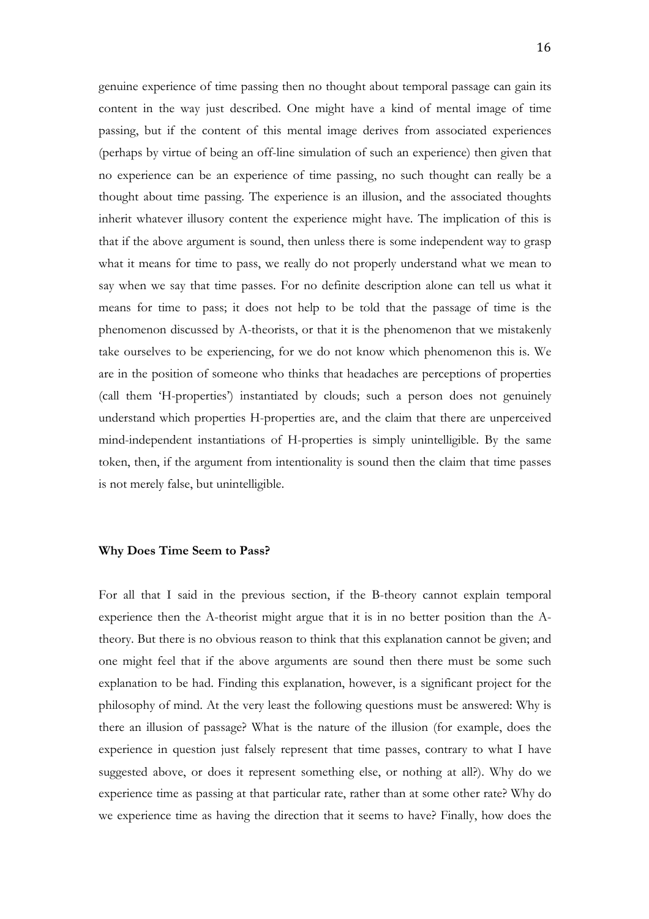genuine experience of time passing then no thought about temporal passage can gain its content in the way just described. One might have a kind of mental image of time passing, but if the content of this mental image derives from associated experiences (perhaps by virtue of being an off-line simulation of such an experience) then given that no experience can be an experience of time passing, no such thought can really be a thought about time passing. The experience is an illusion, and the associated thoughts inherit whatever illusory content the experience might have. The implication of this is that if the above argument is sound, then unless there is some independent way to grasp what it means for time to pass, we really do not properly understand what we mean to say when we say that time passes. For no definite description alone can tell us what it means for time to pass; it does not help to be told that the passage of time is the phenomenon discussed by A-theorists, or that it is the phenomenon that we mistakenly take ourselves to be experiencing, for we do not know which phenomenon this is. We are in the position of someone who thinks that headaches are perceptions of properties (call them 'H-properties') instantiated by clouds; such a person does not genuinely understand which properties H-properties are, and the claim that there are unperceived mind-independent instantiations of H-properties is simply unintelligible. By the same token, then, if the argument from intentionality is sound then the claim that time passes is not merely false, but unintelligible.

## Why Does Time Seem to Pass?

For all that I said in the previous section, if the B-theory cannot explain temporal experience then the A-theorist might argue that it is in no better position than the A-theory. But there is no obvious reason to think that this explanation cannot be given; and one might feel that if the above arguments are sound then there must be some such explanation to be had. Finding this explanation, however, is a significant project for the philosophy of mind. At the very least the following questions must be answered: Why is there an illusion of passage? What is the nature of the illusion (for example, does the experience in question just falsely represent that time passes, contrary to what I have suggested above, or does it represent something else, or nothing at all?). Why do we experience time as passing at that particular rate, rather than at some other rate? Why do we experience time as having the direction that it seems to have? Finally, how does the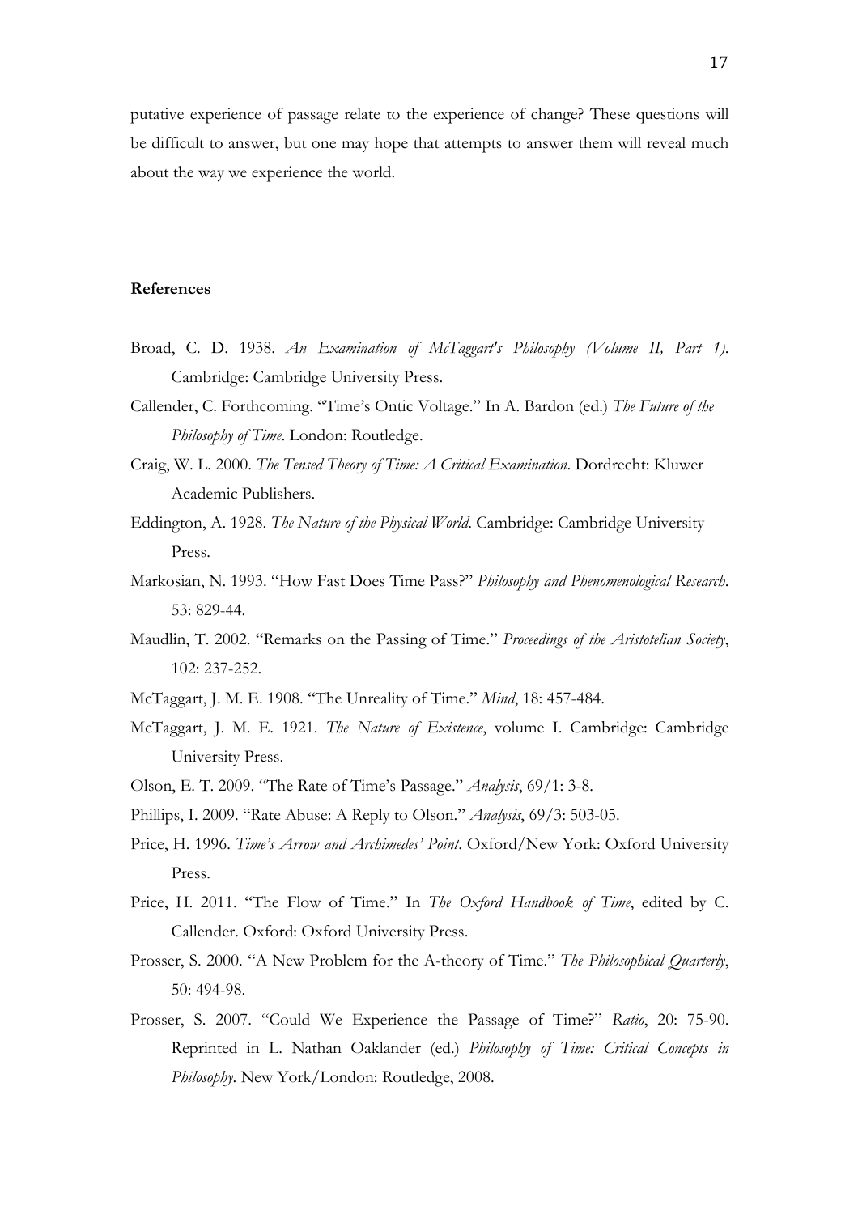putative experience of passage relate to the experience of change? These questions will be difficult to answer, but one may hope that attempts to answer them will reveal much about the way we experience the world.

**References**

Broad, C. D. 1938. *An Examination of McTaggart's Philosophy (Volume II, Part 1)*. Cambridge: Cambridge University Press.

Callender, C. Forthcoming. "Time's Ontic Voltage." In A. Bardon (ed.) *The Future of the Philosophy of Time*. London: Routledge.

Craig, W. L. 2000. *The Tensed Theory of Time: A Critical Examination*. Dordrecht: Kluwer Academic Publishers.

Eddington, A. 1928. *The Nature of the Physical World*. Cambridge: Cambridge University Press.

Markosian, N. 1993. "How Fast Does Time Pass?" *Philosophy and Phenomenological Research*. 53: 829-44.

Maudlin, T. 2002. "Remarks on the Passing of Time." *Proceedings of the Aristotelian Society*, 102: 237-252.

McTaggart, J. M. E. 1908. "The Unreality of Time." *Mind*, 18: 457-484.

McTaggart, J. M. E. 1921. *The Nature of Existence*, volume I. Cambridge: Cambridge University Press.

Olson, E. T. 2009. "The Rate of Time's Passage." *Analysis*, 69/1: 3-8.

Phillips, I. 2009. "Rate Abuse: A Reply to Olson." *Analysis*, 69/3: 503-05.

Price, H. 1996. *Time's Arrow and Archimedes' Point*. Oxford/New York: Oxford University Press.

Price, H. 2011. "The Flow of Time." In *The Oxford Handbook of Time*, edited by C. Callender. Oxford: Oxford University Press.

Prosser, S. 2000. "A New Problem for the A-theory of Time." *The Philosophical Quarterly*, 50: 494-98.

Prosser, S. 2007. "Could We Experience the Passage of Time?" *Ratio*, 20: 75-90. Reprinted in L. Nathan Oaklander (ed.) *Philosophy of Time: Critical Concepts in Philosophy*. New York/London: Routledge, 2008.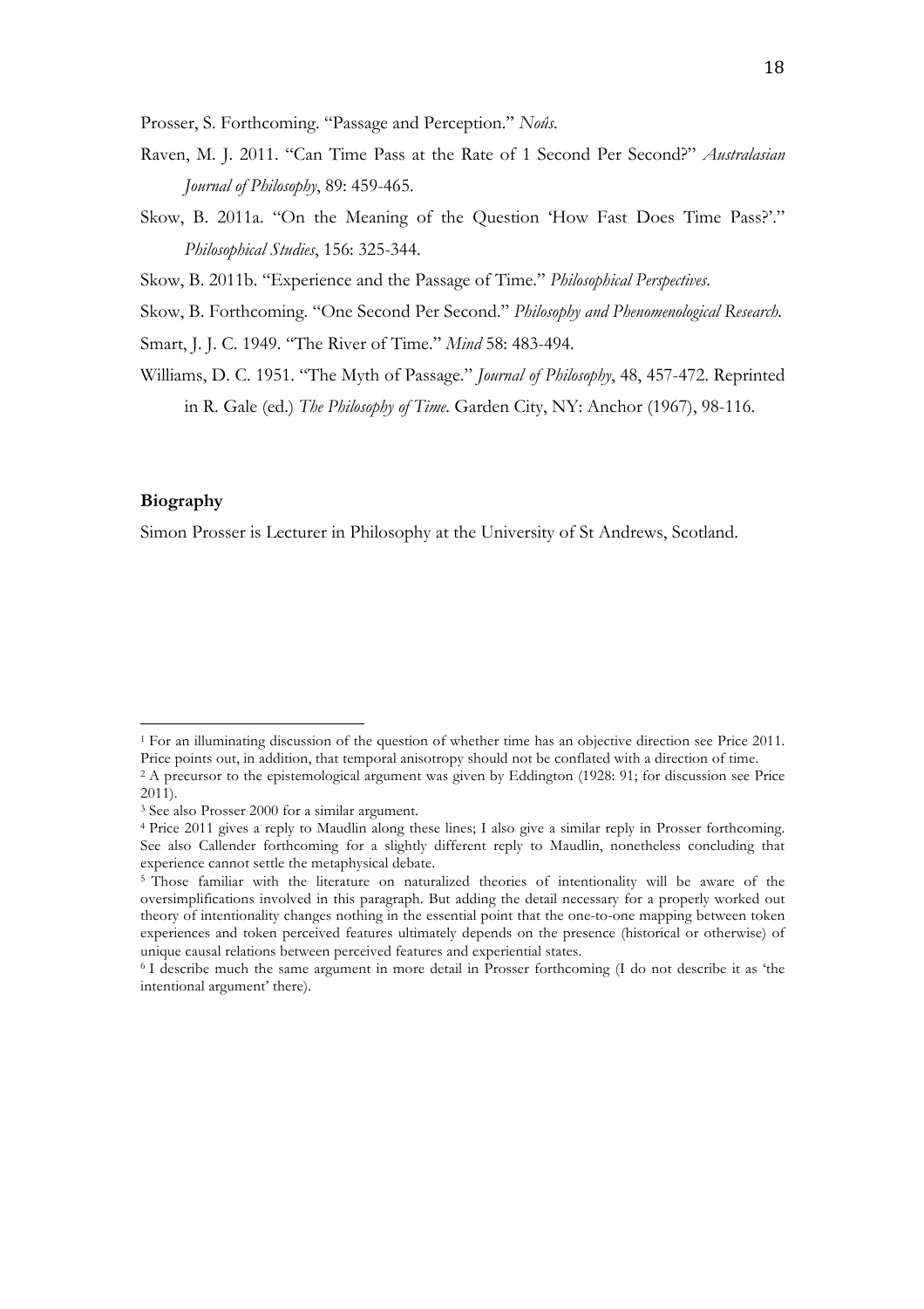Prosser, S. Forthcoming. "Passage and Perception." *Noûs*.

Raven, M. J. 2011. "Can Time Pass at the Rate of 1 Second Per Second?" *Australasian Journal of Philosophy*, 89: 459-465.

Skow, B. 2011a. "On the Meaning of the Question 'How Fast Does Time Pass?'." *Philosophical Studies*, 156: 325-344.

Skow, B. 2011b. "Experience and the Passage of Time." *Philosophical Perspectives*.

Skow, B. Forthcoming. "One Second Per Second." *Philosophy and Phenomenological Research.*

Smart, J. J. C. 1949. "The River of Time." *Mind* 58: 483-494.

Williams, D. C. 1951. "The Myth of Passage." *Journal of Philosophy*, 48, 457-472. Reprinted in R. Gale (ed.) *The Philosophy of Time*. Garden City, NY: Anchor (1967), 98-116.

**Biography**

Simon Prosser is Lecturer in Philosophy at the University of St Andrews, Scotland.

---

[1] For an illuminating discussion of the question of whether time has an objective direction see Price 2011. Price points out, in addition, that temporal anisotropy should not be conflated with a direction of time.

[2] A precursor to the epistemological argument was given by Eddington (1928: 91; for discussion see Price 2011).

[3] See also Prosser 2000 for a similar argument.

[4] Price 2011 gives a reply to Maudlin along these lines; I also give a similar reply in Prosser forthcoming. See also Callender forthcoming for a slightly different reply to Maudlin, nonetheless concluding that experience cannot settle the metaphysical debate.

[5] Those familiar with the literature on naturalized theories of intentionality will be aware of the oversimplifications involved in this paragraph. But adding the detail necessary for a properly worked out theory of intentionality changes nothing in the essential point that the one-to-one mapping between token experiences and token perceived features ultimately depends on the presence (historical or otherwise) of unique causal relations between perceived features and experiential states.

[6] I describe much the same argument in more detail in Prosser forthcoming (I do not describe it as 'the intentional argument' there).